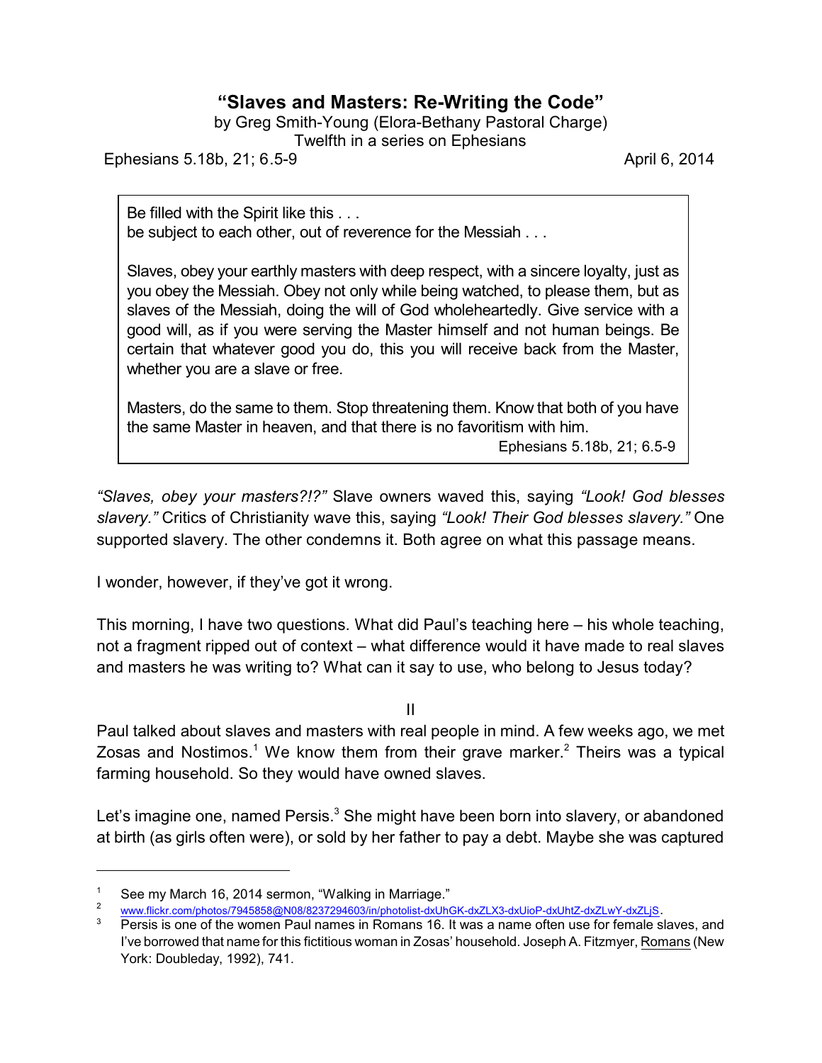# "Slaves and Masters: Re-Writing the Code"

by Greg Smith-Young (Elora-Bethany Pastoral Charge)
Twelfth in a series on Ephesians

Ephesians 5.18b, 21; 6.5-9 — April 6, 2014

> Be filled with the Spirit like this . . .
> be subject to each other, out of reverence for the Messiah . . .
>
> Slaves, obey your earthly masters with deep respect, with a sincere loyalty, just as you obey the Messiah. Obey not only while being watched, to please them, but as slaves of the Messiah, doing the will of God wholeheartedly. Give service with a good will, as if you were serving the Master himself and not human beings. Be certain that whatever good you do, this you will receive back from the Master, whether you are a slave or free.
>
> Masters, do the same to them. Stop threatening them. Know that both of you have the same Master in heaven, and that there is no favoritism with him.
>
> Ephesians 5.18b, 21; 6.5-9

*"Slaves, obey your masters?!?"* Slave owners waved this, saying *"Look! God blesses slavery."* Critics of Christianity wave this, saying *"Look! Their God blesses slavery."* One supported slavery. The other condemns it. Both agree on what this passage means.

I wonder, however, if they've got it wrong.

This morning, I have two questions. What did Paul's teaching here – his whole teaching, not a fragment ripped out of context – what difference would it have made to real slaves and masters he was writing to? What can it say to use, who belong to Jesus today?

II

Paul talked about slaves and masters with real people in mind. A few weeks ago, we met Zosas and Nostimos.[1] We know them from their grave marker.[2] Theirs was a typical farming household. So they would have owned slaves.

Let's imagine one, named Persis.[3] She might have been born into slavery, or abandoned at birth (as girls often were), or sold by her father to pay a debt. Maybe she was captured

---

[1] See my March 16, 2014 sermon, "Walking in Marriage."

[2] www.flickr.com/photos/7945858@N08/8237294603/in/photolist-dxUhGK-dxZLX3-dxUioP-dxUhtZ-dxZLwY-dxZLjS.

[3] Persis is one of the women Paul names in Romans 16. It was a name often use for female slaves, and I've borrowed that name for this fictitious woman in Zosas' household. Joseph A. Fitzmyer, Romans (New York: Doubleday, 1992), 741.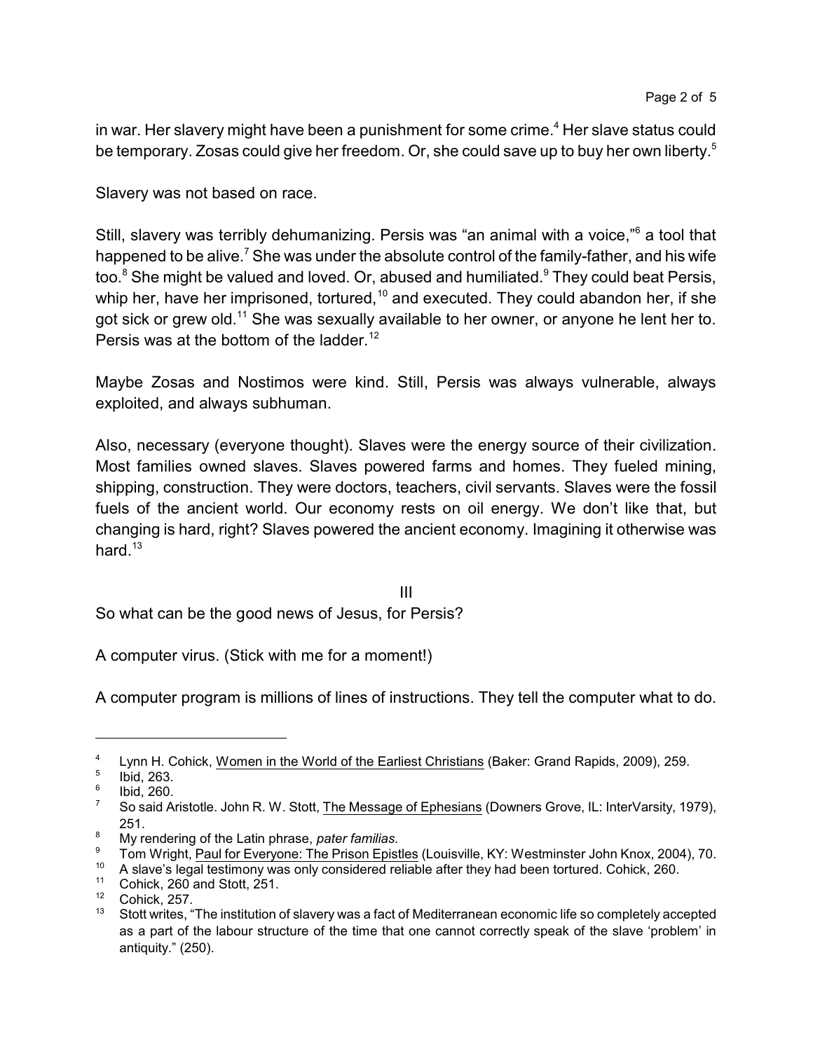in war. Her slavery might have been a punishment for some crime.[4] Her slave status could be temporary. Zosas could give her freedom. Or, she could save up to buy her own liberty.[5]

Slavery was not based on race.

Still, slavery was terribly dehumanizing. Persis was "an animal with a voice,"[6] a tool that happened to be alive.[7] She was under the absolute control of the family-father, and his wife too.[8] She might be valued and loved. Or, abused and humiliated.[9] They could beat Persis, whip her, have her imprisoned, tortured,[10] and executed. They could abandon her, if she got sick or grew old.[11] She was sexually available to her owner, or anyone he lent her to. Persis was at the bottom of the ladder.[12]

Maybe Zosas and Nostimos were kind. Still, Persis was always vulnerable, always exploited, and always subhuman.

Also, necessary (everyone thought). Slaves were the energy source of their civilization. Most families owned slaves. Slaves powered farms and homes. They fueled mining, shipping, construction. They were doctors, teachers, civil servants. Slaves were the fossil fuels of the ancient world. Our economy rests on oil energy. We don't like that, but changing is hard, right? Slaves powered the ancient economy. Imagining it otherwise was hard.[13]

## III

So what can be the good news of Jesus, for Persis?

A computer virus. (Stick with me for a moment!)

A computer program is millions of lines of instructions. They tell the computer what to do.

---

[4] Lynn H. Cohick, Women in the World of the Earliest Christians (Baker: Grand Rapids, 2009), 259.

[5] Ibid, 263.

[6] Ibid, 260.

[7] So said Aristotle. John R. W. Stott, The Message of Ephesians (Downers Grove, IL: InterVarsity, 1979), 251.

[8] My rendering of the Latin phrase, *pater familias.*

[9] Tom Wright, Paul for Everyone: The Prison Epistles (Louisville, KY: Westminster John Knox, 2004), 70.

[10] A slave's legal testimony was only considered reliable after they had been tortured. Cohick, 260.

[11] Cohick, 260 and Stott, 251.

[12] Cohick, 257.

[13] Stott writes, "The institution of slavery was a fact of Mediterranean economic life so completely accepted as a part of the labour structure of the time that one cannot correctly speak of the slave 'problem' in antiquity." (250).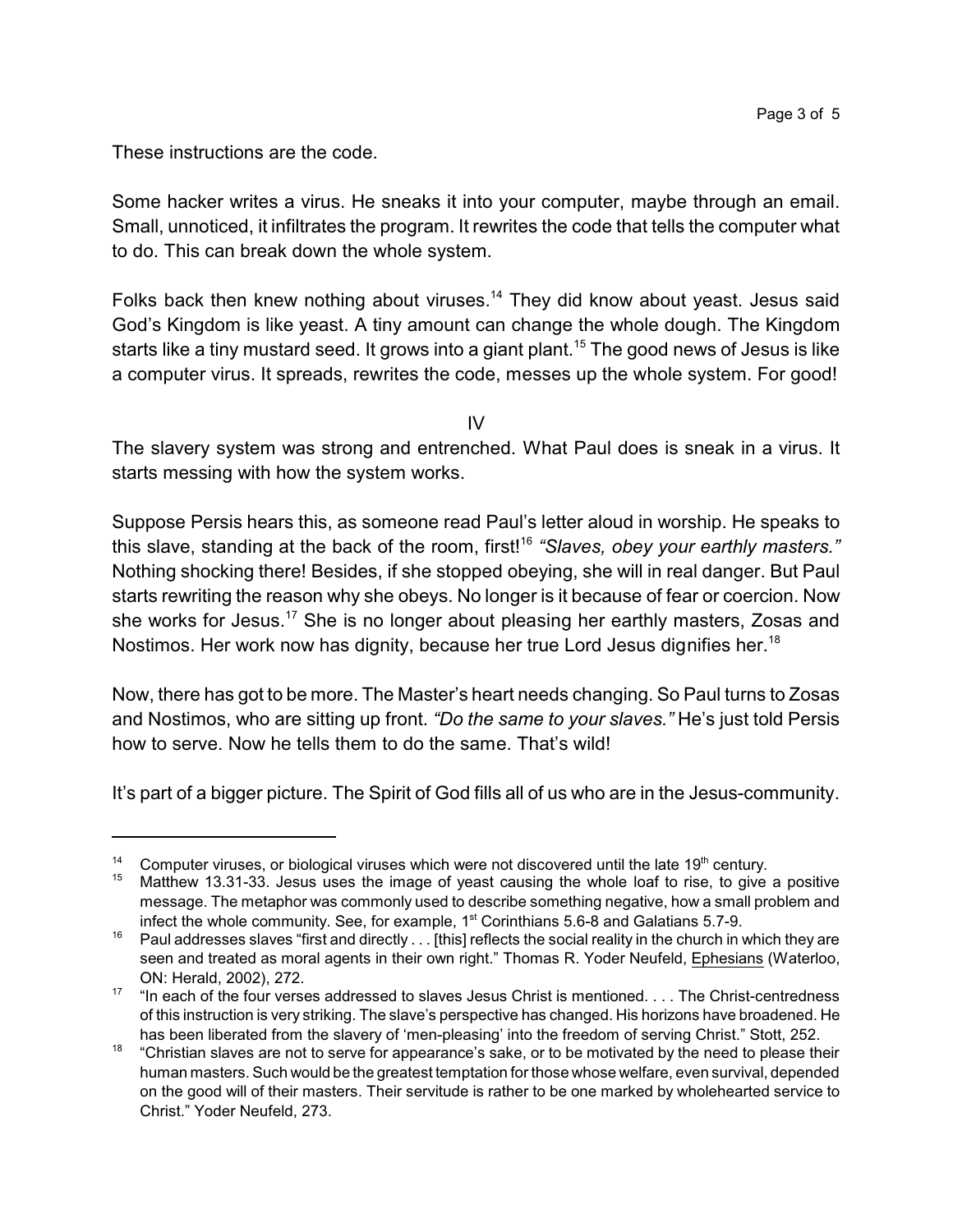These instructions are the code.

Some hacker writes a virus. He sneaks it into your computer, maybe through an email. Small, unnoticed, it infiltrates the program. It rewrites the code that tells the computer what to do. This can break down the whole system.

Folks back then knew nothing about viruses.[14] They did know about yeast. Jesus said God's Kingdom is like yeast. A tiny amount can change the whole dough. The Kingdom starts like a tiny mustard seed. It grows into a giant plant.[15] The good news of Jesus is like a computer virus. It spreads, rewrites the code, messes up the whole system. For good!

## IV

The slavery system was strong and entrenched. What Paul does is sneak in a virus. It starts messing with how the system works.

Suppose Persis hears this, as someone read Paul's letter aloud in worship. He speaks to this slave, standing at the back of the room, first![16] *"Slaves, obey your earthly masters."* Nothing shocking there! Besides, if she stopped obeying, she will in real danger. But Paul starts rewriting the reason why she obeys. No longer is it because of fear or coercion. Now she works for Jesus.[17] She is no longer about pleasing her earthly masters, Zosas and Nostimos. Her work now has dignity, because her true Lord Jesus dignifies her.[18]

Now, there has got to be more. The Master's heart needs changing. So Paul turns to Zosas and Nostimos, who are sitting up front. *"Do the same to your slaves."* He's just told Persis how to serve. Now he tells them to do the same. That's wild!

It's part of a bigger picture. The Spirit of God fills all of us who are in the Jesus-community.

---

[14] Computer viruses, or biological viruses which were not discovered until the late 19th century.

[15] Matthew 13.31-33. Jesus uses the image of yeast causing the whole loaf to rise, to give a positive message. The metaphor was commonly used to describe something negative, how a small problem and infect the whole community. See, for example, 1st Corinthians 5.6-8 and Galatians 5.7-9.

[16] Paul addresses slaves "first and directly . . . [this] reflects the social reality in the church in which they are seen and treated as moral agents in their own right." Thomas R. Yoder Neufeld, Ephesians (Waterloo, ON: Herald, 2002), 272.

[17] "In each of the four verses addressed to slaves Jesus Christ is mentioned. . . . The Christ-centredness of this instruction is very striking. The slave's perspective has changed. His horizons have broadened. He has been liberated from the slavery of 'men-pleasing' into the freedom of serving Christ." Stott, 252.

[18] "Christian slaves are not to serve for appearance's sake, or to be motivated by the need to please their human masters. Such would be the greatest temptation for those whose welfare, even survival, depended on the good will of their masters. Their servitude is rather to be one marked by wholehearted service to Christ." Yoder Neufeld, 273.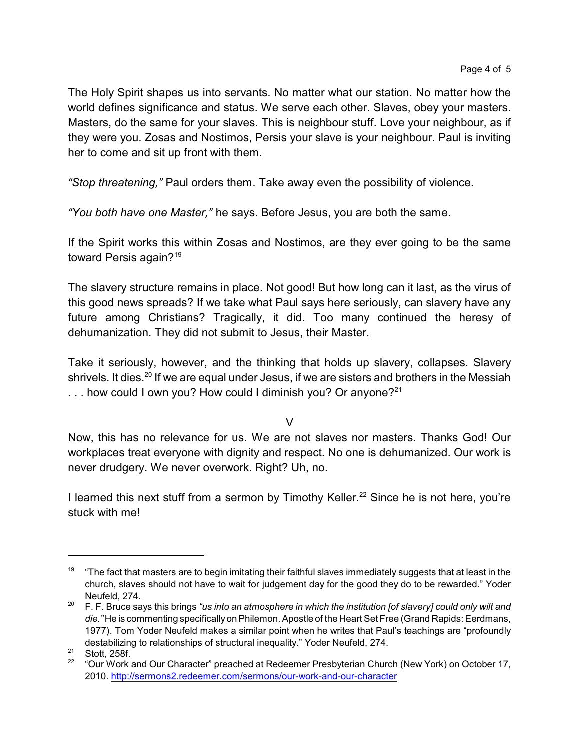The Holy Spirit shapes us into servants. No matter what our station. No matter how the world defines significance and status. We serve each other. Slaves, obey your masters. Masters, do the same for your slaves. This is neighbour stuff. Love your neighbour, as if they were you. Zosas and Nostimos, Persis your slave is your neighbour. Paul is inviting her to come and sit up front with them.

*"Stop threatening,"* Paul orders them. Take away even the possibility of violence.

*"You both have one Master,"* he says. Before Jesus, you are both the same.

If the Spirit works this within Zosas and Nostimos, are they ever going to be the same toward Persis again?[19]

The slavery structure remains in place. Not good! But how long can it last, as the virus of this good news spreads? If we take what Paul says here seriously, can slavery have any future among Christians? Tragically, it did. Too many continued the heresy of dehumanization. They did not submit to Jesus, their Master.

Take it seriously, however, and the thinking that holds up slavery, collapses. Slavery shrivels. It dies.[20] If we are equal under Jesus, if we are sisters and brothers in the Messiah . . . how could I own you? How could I diminish you? Or anyone?[21]

## V

Now, this has no relevance for us. We are not slaves nor masters. Thanks God! Our workplaces treat everyone with dignity and respect. No one is dehumanized. Our work is never drudgery. We never overwork. Right? Uh, no.

I learned this next stuff from a sermon by Timothy Keller.[22] Since he is not here, you're stuck with me!

---

[19] "The fact that masters are to begin imitating their faithful slaves immediately suggests that at least in the church, slaves should not have to wait for judgement day for the good they do to be rewarded." Yoder Neufeld, 274.

[20] F. F. Bruce says this brings *"us into an atmosphere in which the institution [of slavery] could only wilt and die."* He is commenting specifically on Philemon. Apostle of the Heart Set Free (Grand Rapids: Eerdmans, 1977). Tom Yoder Neufeld makes a similar point when he writes that Paul's teachings are "profoundly destabilizing to relationships of structural inequality." Yoder Neufeld, 274.

[21] Stott, 258f.

[22] "Our Work and Our Character" preached at Redeemer Presbyterian Church (New York) on October 17, 2010. http://sermons2.redeemer.com/sermons/our-work-and-our-character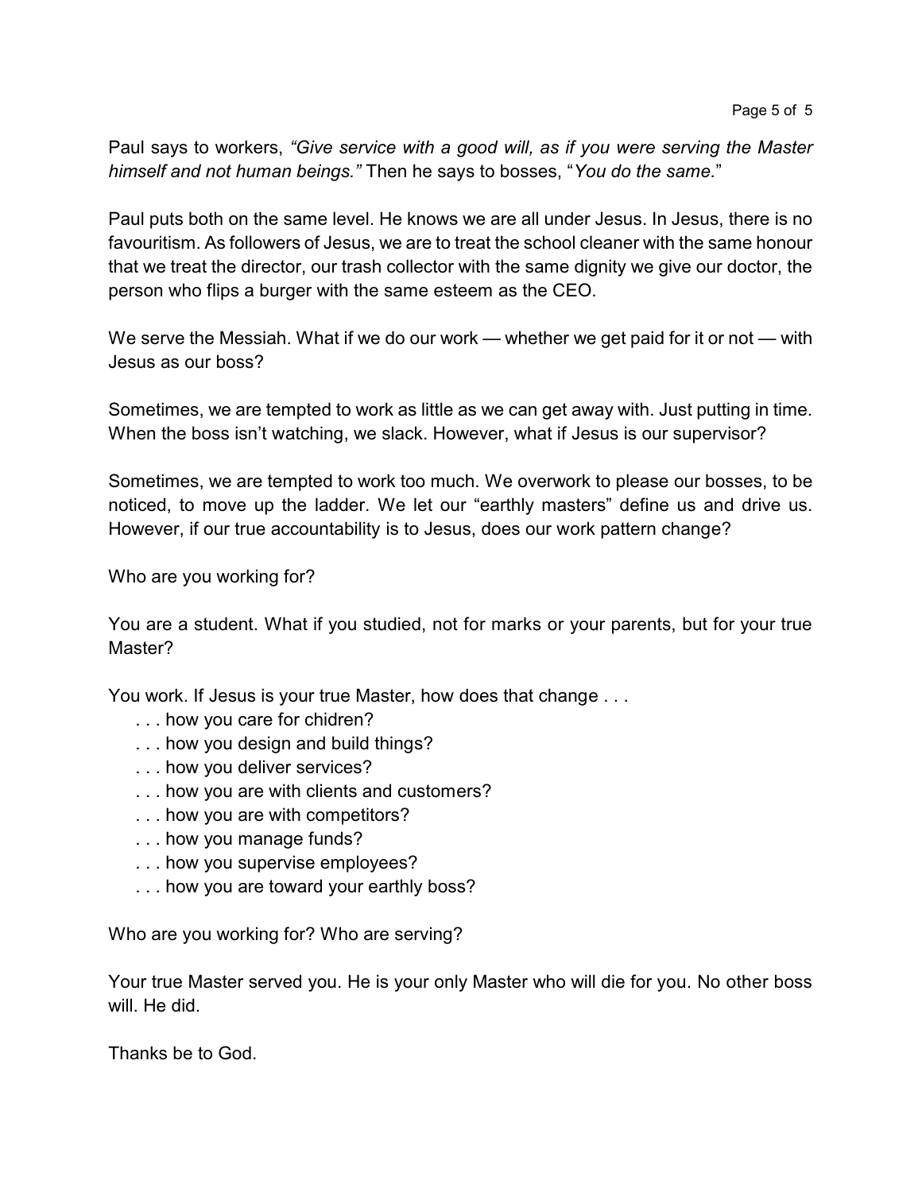Paul says to workers, *"Give service with a good will, as if you were serving the Master himself and not human beings."* Then he says to bosses, "*You do the same.*"

Paul puts both on the same level. He knows we are all under Jesus. In Jesus, there is no favouritism. As followers of Jesus, we are to treat the school cleaner with the same honour that we treat the director, our trash collector with the same dignity we give our doctor, the person who flips a burger with the same esteem as the CEO.

We serve the Messiah. What if we do our work — whether we get paid for it or not — with Jesus as our boss?

Sometimes, we are tempted to work as little as we can get away with. Just putting in time. When the boss isn't watching, we slack. However, what if Jesus is our supervisor?

Sometimes, we are tempted to work too much. We overwork to please our bosses, to be noticed, to move up the ladder. We let our "earthly masters" define us and drive us. However, if our true accountability is to Jesus, does our work pattern change?

Who are you working for?

You are a student. What if you studied, not for marks or your parents, but for your true Master?

You work. If Jesus is your true Master, how does that change . . .

- . . . how you care for chidren?
- . . . how you design and build things?
- . . . how you deliver services?
- . . . how you are with clients and customers?
- . . . how you are with competitors?
- . . . how you manage funds?
- . . . how you supervise employees?
- . . . how you are toward your earthly boss?

Who are you working for? Who are serving?

Your true Master served you. He is your only Master who will die for you. No other boss will. He did.

Thanks be to God.